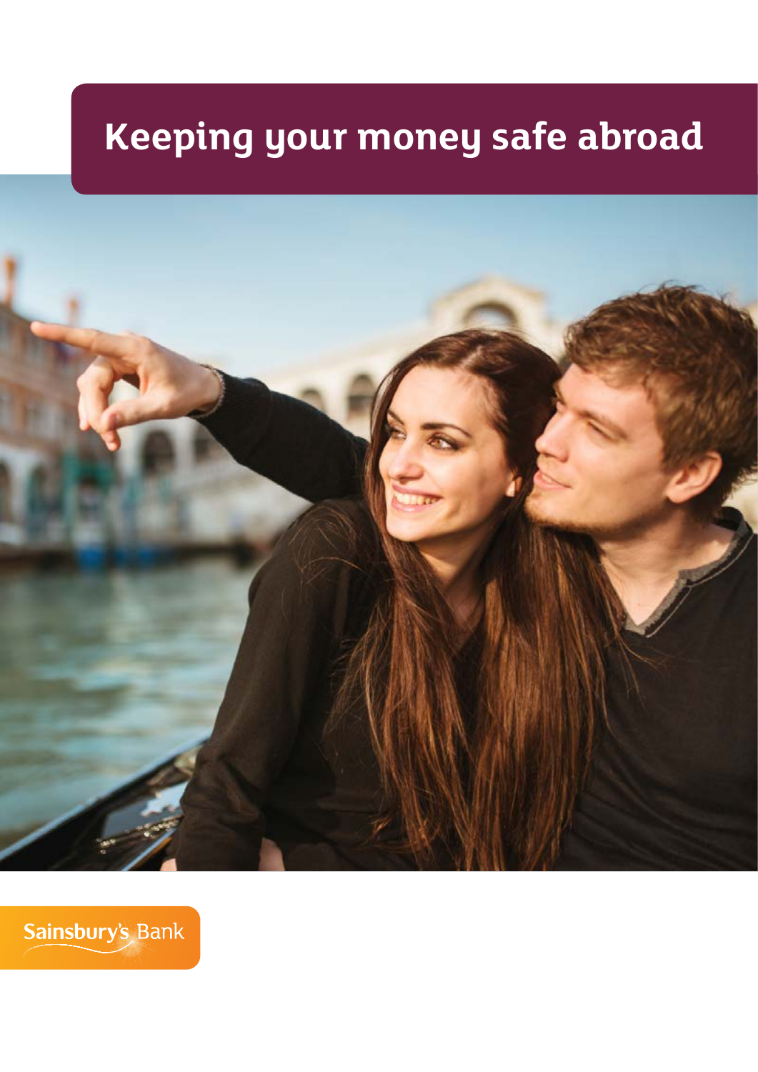# Keeping your money safe abroad

Sainsbury's Bank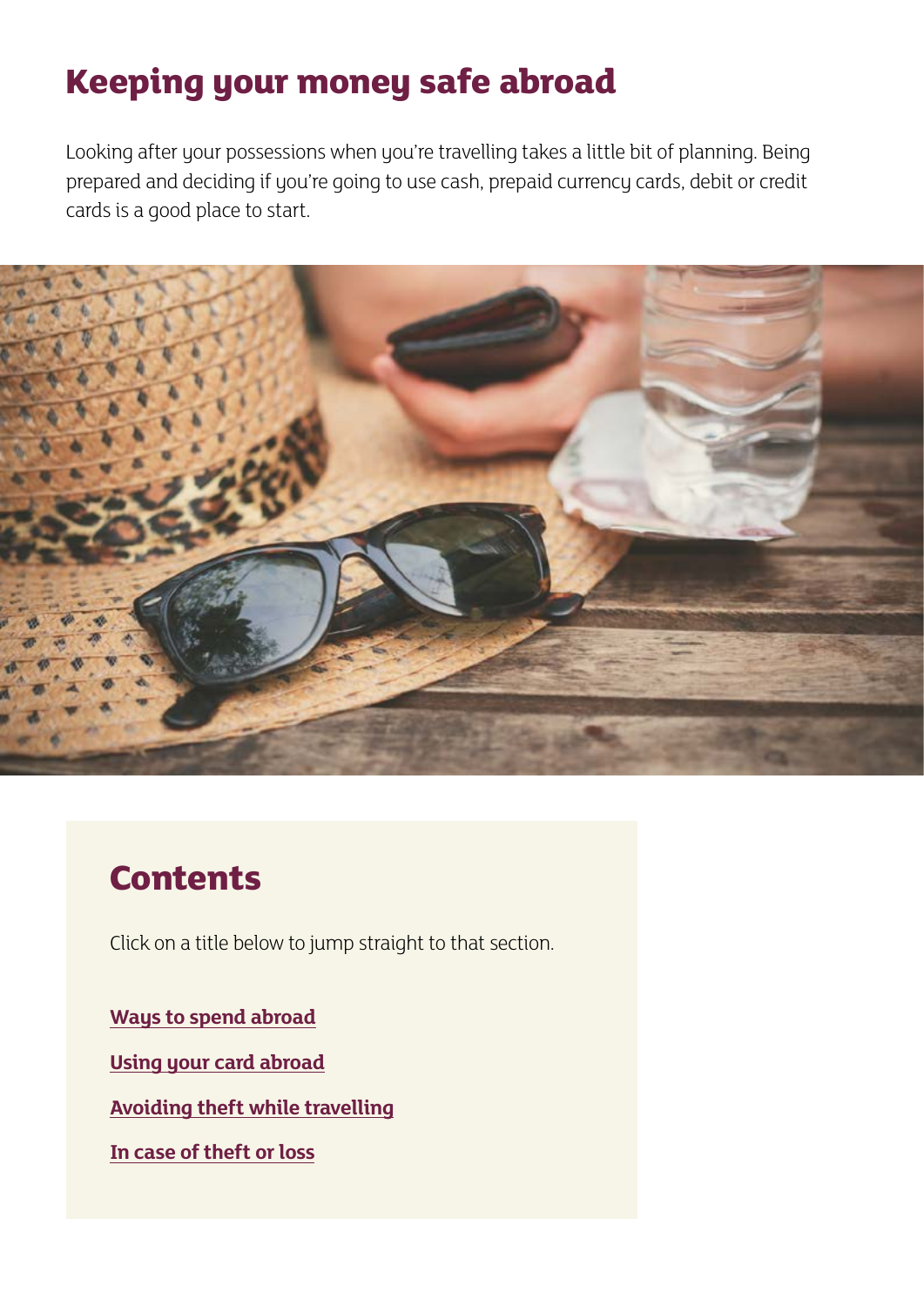# Keeping your money safe abroad

Looking after your possessions when you're travelling takes a little bit of planning. Being prepared and deciding if you're going to use cash, prepaid currency cards, debit or credit cards is a good place to start.

## Contents

Click on a title below to jump straight to that section.

**Ways to spend abroad**

**Using your card abroad**

**Avoiding theft while travelling**

**In case of theft or loss**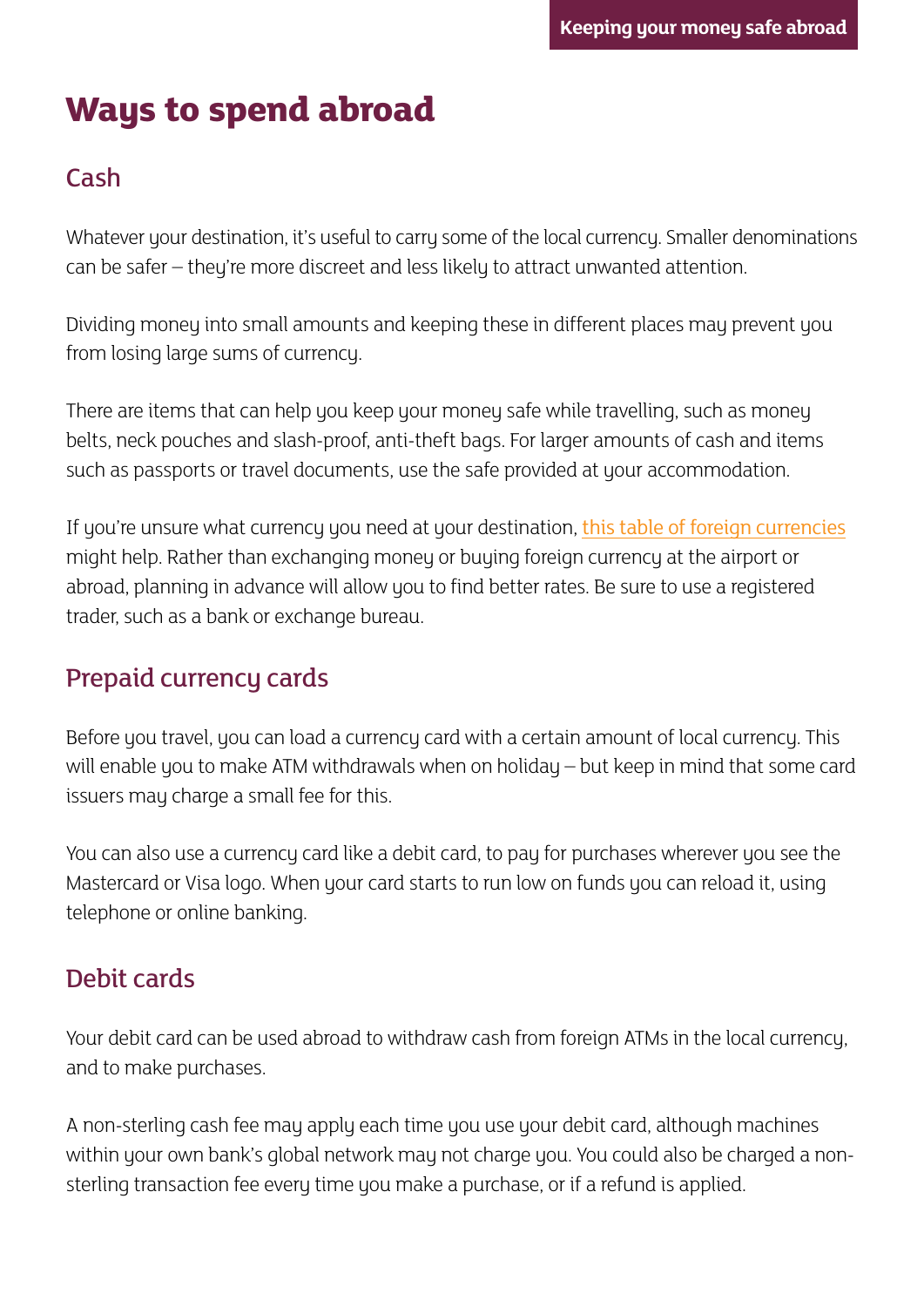# Ways to spend abroad

## Cash

Whatever your destination, it's useful to carry some of the local currency. Smaller denominations can be safer – they're more discreet and less likely to attract unwanted attention.

Dividing money into small amounts and keeping these in different places may prevent you from losing large sums of currency.

There are items that can help you keep your money safe while travelling, such as money belts, neck pouches and slash-proof, anti-theft bags. For larger amounts of cash and items such as passports or travel documents, use the safe provided at your accommodation.

If you're unsure what currency you need at your destination, this table of foreign currencies might help. Rather than exchanging money or buying foreign currency at the airport or abroad, planning in advance will allow you to find better rates. Be sure to use a registered trader, such as a bank or exchange bureau.

## Prepaid currency cards

Before you travel, you can load a currency card with a certain amount of local currency. This will enable you to make ATM withdrawals when on holiday – but keep in mind that some card issuers may charge a small fee for this.

You can also use a currency card like a debit card, to pay for purchases wherever you see the Mastercard or Visa logo. When your card starts to run low on funds you can reload it, using telephone or online banking.

## Debit cards

Your debit card can be used abroad to withdraw cash from foreign ATMs in the local currency, and to make purchases.

A non-sterling cash fee may apply each time you use your debit card, although machines within your own bank's global network may not charge you. You could also be charged a non-sterling transaction fee every time you make a purchase, or if a refund is applied.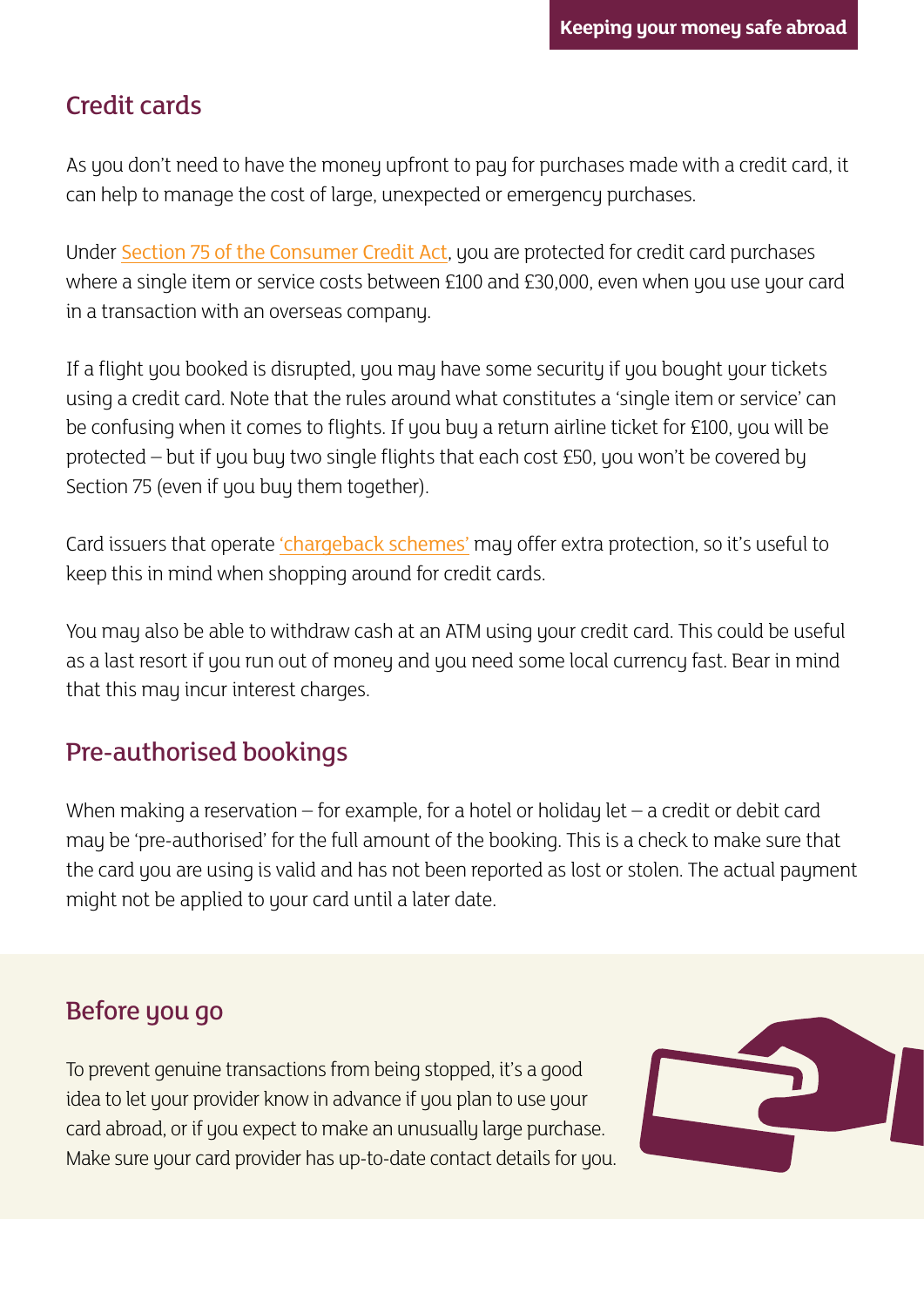## Credit cards

As you don't need to have the money upfront to pay for purchases made with a credit card, it can help to manage the cost of large, unexpected or emergency purchases.

Under Section 75 of the Consumer Credit Act, you are protected for credit card purchases where a single item or service costs between £100 and £30,000, even when you use your card in a transaction with an overseas company.

If a flight you booked is disrupted, you may have some security if you bought your tickets using a credit card. Note that the rules around what constitutes a 'single item or service' can be confusing when it comes to flights. If you buy a return airline ticket for £100, you will be protected – but if you buy two single flights that each cost £50, you won't be covered by Section 75 (even if you buy them together).

Card issuers that operate 'chargeback schemes' may offer extra protection, so it's useful to keep this in mind when shopping around for credit cards.

You may also be able to withdraw cash at an ATM using your credit card. This could be useful as a last resort if you run out of money and you need some local currency fast. Bear in mind that this may incur interest charges.

## Pre-authorised bookings

When making a reservation – for example, for a hotel or holiday let – a credit or debit card may be 'pre-authorised' for the full amount of the booking. This is a check to make sure that the card you are using is valid and has not been reported as lost or stolen. The actual payment might not be applied to your card until a later date.

## Before you go

To prevent genuine transactions from being stopped, it's a good idea to let your provider know in advance if you plan to use your card abroad, or if you expect to make an unusually large purchase. Make sure your card provider has up-to-date contact details for you.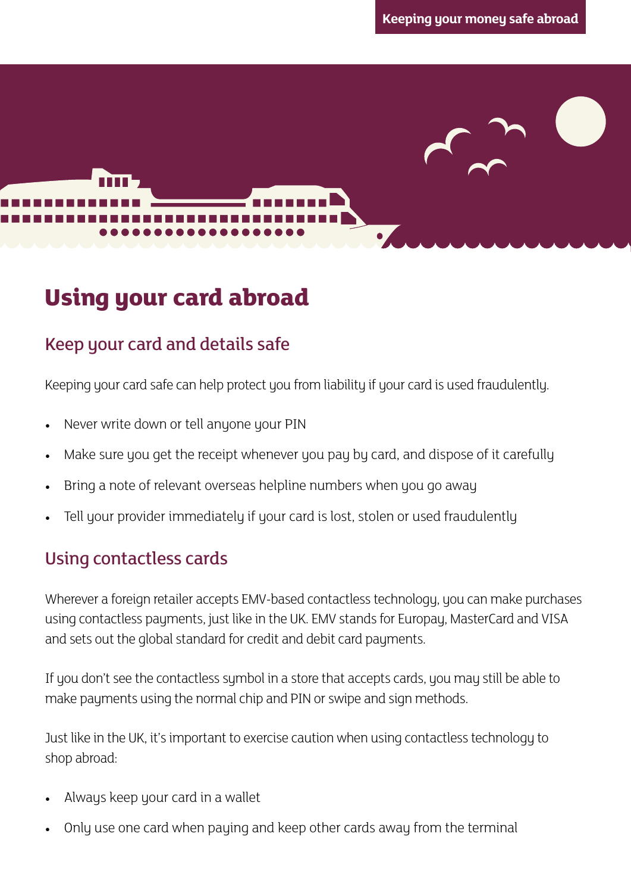# Using your card abroad

## Keep your card and details safe

Keeping your card safe can help protect you from liability if your card is used fraudulently.

- Never write down or tell anyone your PIN
- Make sure you get the receipt whenever you pay by card, and dispose of it carefully
- Bring a note of relevant overseas helpline numbers when you go away
- Tell your provider immediately if your card is lost, stolen or used fraudulently

## Using contactless cards

Wherever a foreign retailer accepts EMV-based contactless technology, you can make purchases using contactless payments, just like in the UK. EMV stands for Europay, MasterCard and VISA and sets out the global standard for credit and debit card payments.

If you don't see the contactless symbol in a store that accepts cards, you may still be able to make payments using the normal chip and PIN or swipe and sign methods.

Just like in the UK, it's important to exercise caution when using contactless technology to shop abroad:

- Always keep your card in a wallet
- Only use one card when paying and keep other cards away from the terminal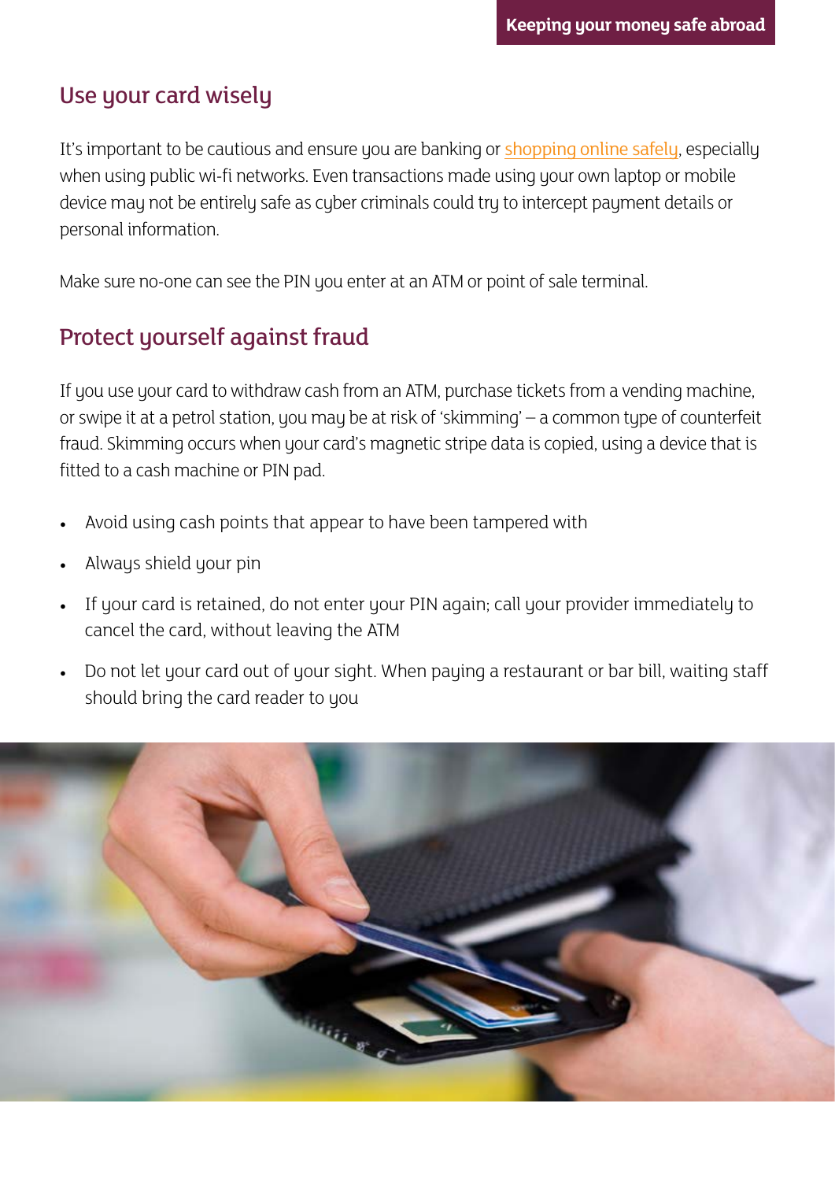## Use your card wisely

It's important to be cautious and ensure you are banking or shopping online safely, especially when using public wi-fi networks. Even transactions made using your own laptop or mobile device may not be entirely safe as cyber criminals could try to intercept payment details or personal information.

Make sure no-one can see the PIN you enter at an ATM or point of sale terminal.

## Protect yourself against fraud

If you use your card to withdraw cash from an ATM, purchase tickets from a vending machine, or swipe it at a petrol station, you may be at risk of 'skimming' – a common type of counterfeit fraud. Skimming occurs when your card's magnetic stripe data is copied, using a device that is fitted to a cash machine or PIN pad.

- Avoid using cash points that appear to have been tampered with
- Always shield your pin
- If your card is retained, do not enter your PIN again; call your provider immediately to cancel the card, without leaving the ATM
- Do not let your card out of your sight. When paying a restaurant or bar bill, waiting staff should bring the card reader to you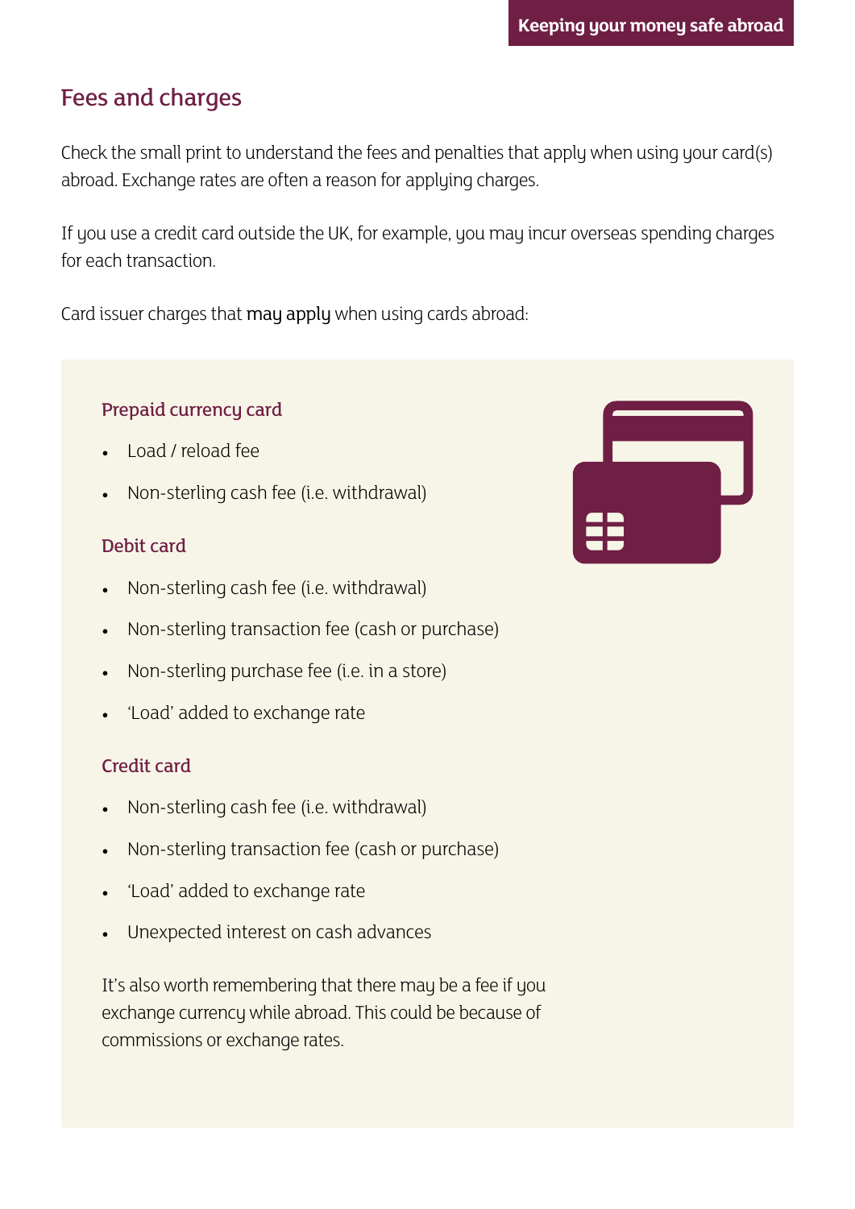## Fees and charges

Check the small print to understand the fees and penalties that apply when using your card(s) abroad. Exchange rates are often a reason for applying charges.

If you use a credit card outside the UK, for example, you may incur overseas spending charges for each transaction.

Card issuer charges that **may apply** when using cards abroad:

### Prepaid currency card

- Load / reload fee
- Non-sterling cash fee (i.e. withdrawal)

### Debit card

- Non-sterling cash fee (i.e. withdrawal)
- Non-sterling transaction fee (cash or purchase)
- Non-sterling purchase fee (i.e. in a store)
- 'Load' added to exchange rate

### Credit card

- Non-sterling cash fee (i.e. withdrawal)
- Non-sterling transaction fee (cash or purchase)
- 'Load' added to exchange rate
- Unexpected interest on cash advances

It's also worth remembering that there may be a fee if you exchange currency while abroad. This could be because of commissions or exchange rates.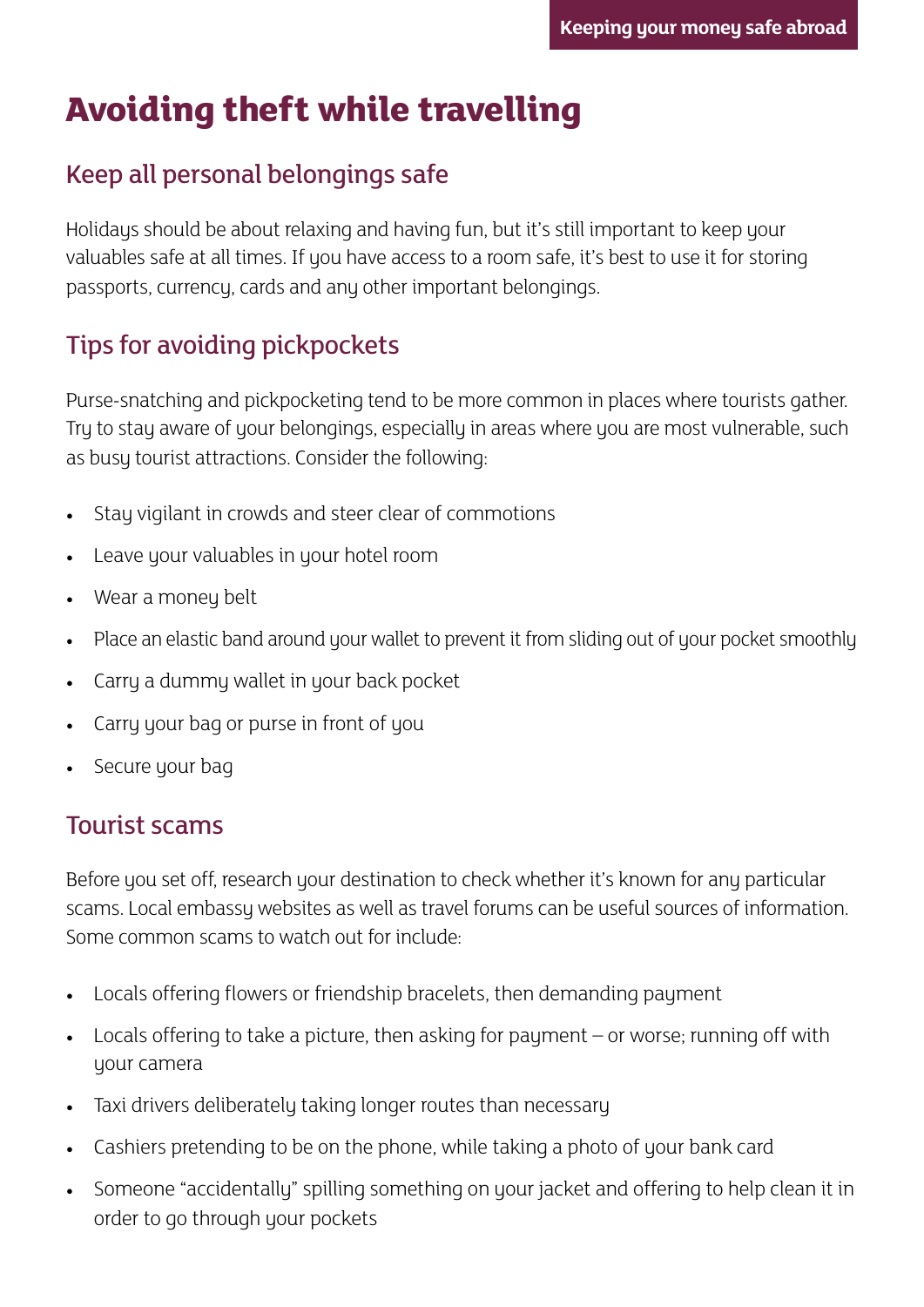# Avoiding theft while travelling

## Keep all personal belongings safe

Holidays should be about relaxing and having fun, but it's still important to keep your valuables safe at all times. If you have access to a room safe, it's best to use it for storing passports, currency, cards and any other important belongings.

## Tips for avoiding pickpockets

Purse-snatching and pickpocketing tend to be more common in places where tourists gather. Try to stay aware of your belongings, especially in areas where you are most vulnerable, such as busy tourist attractions. Consider the following:

- Stay vigilant in crowds and steer clear of commotions
- Leave your valuables in your hotel room
- Wear a money belt
- Place an elastic band around your wallet to prevent it from sliding out of your pocket smoothly
- Carry a dummy wallet in your back pocket
- Carry your bag or purse in front of you
- Secure your bag

## Tourist scams

Before you set off, research your destination to check whether it's known for any particular scams. Local embassy websites as well as travel forums can be useful sources of information. Some common scams to watch out for include:

- Locals offering flowers or friendship bracelets, then demanding payment
- Locals offering to take a picture, then asking for payment – or worse; running off with your camera
- Taxi drivers deliberately taking longer routes than necessary
- Cashiers pretending to be on the phone, while taking a photo of your bank card
- Someone "accidentally" spilling something on your jacket and offering to help clean it in order to go through your pockets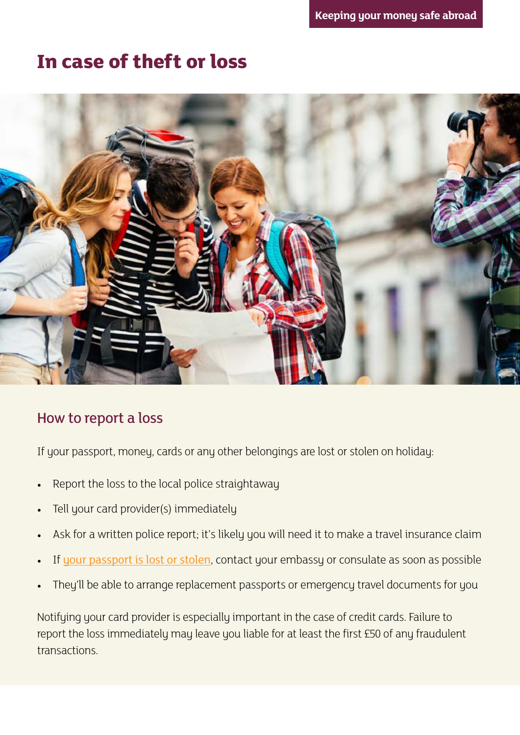# In case of theft or loss

## How to report a loss

If your passport, money, cards or any other belongings are lost or stolen on holiday:

- Report the loss to the local police straightaway
- Tell your card provider(s) immediately
- Ask for a written police report; it's likely you will need it to make a travel insurance claim
- If your passport is lost or stolen, contact your embassy or consulate as soon as possible
- They'll be able to arrange replacement passports or emergency travel documents for you

Notifying your card provider is especially important in the case of credit cards. Failure to report the loss immediately may leave you liable for at least the first £50 of any fraudulent transactions.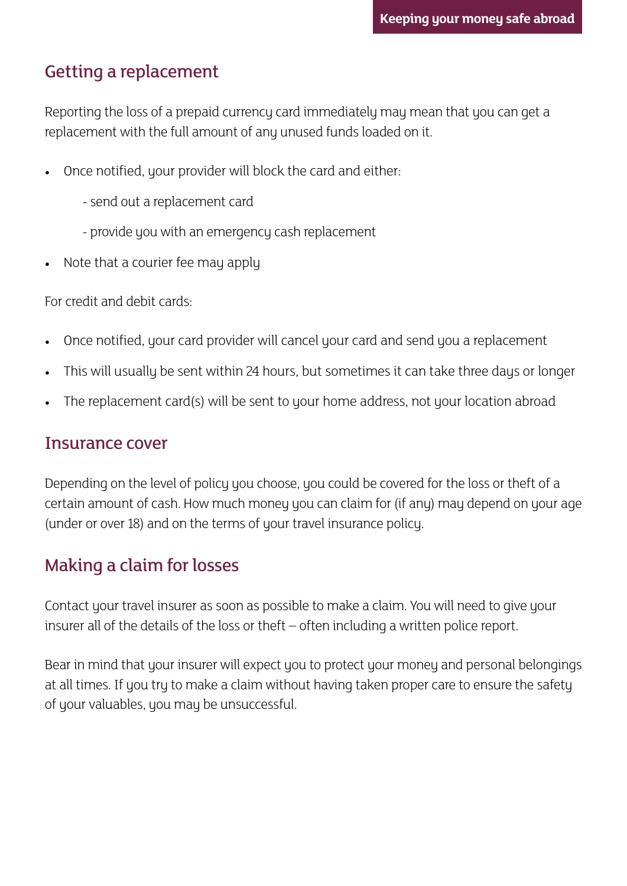## Getting a replacement

Reporting the loss of a prepaid currency card immediately may mean that you can get a replacement with the full amount of any unused funds loaded on it.

- Once notified, your provider will block the card and either:
  - send out a replacement card
  - provide you with an emergency cash replacement
- Note that a courier fee may apply

For credit and debit cards:

- Once notified, your card provider will cancel your card and send you a replacement
- This will usually be sent within 24 hours, but sometimes it can take three days or longer
- The replacement card(s) will be sent to your home address, not your location abroad

## Insurance cover

Depending on the level of policy you choose, you could be covered for the loss or theft of a certain amount of cash. How much money you can claim for (if any) may depend on your age (under or over 18) and on the terms of your travel insurance policy.

## Making a claim for losses

Contact your travel insurer as soon as possible to make a claim. You will need to give your insurer all of the details of the loss or theft – often including a written police report.

Bear in mind that your insurer will expect you to protect your money and personal belongings at all times. If you try to make a claim without having taken proper care to ensure the safety of your valuables, you may be unsuccessful.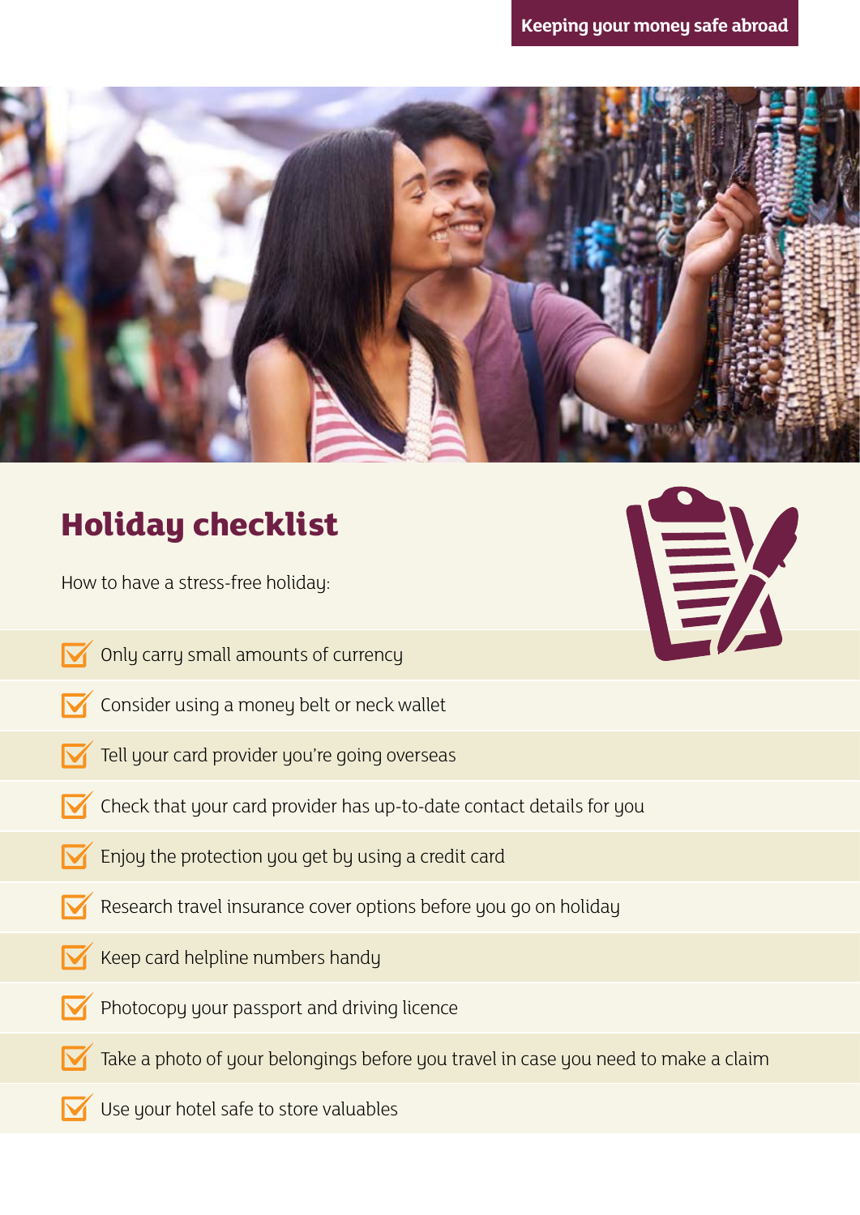## Holiday checklist

How to have a stress-free holiday:

- Only carry small amounts of currency
- Consider using a money belt or neck wallet
- Tell your card provider you're going overseas
- Check that your card provider has up-to-date contact details for you
- Enjoy the protection you get by using a credit card
- Research travel insurance cover options before you go on holiday
- Keep card helpline numbers handy
- Photocopy your passport and driving licence
- Take a photo of your belongings before you travel in case you need to make a claim
- Use your hotel safe to store valuables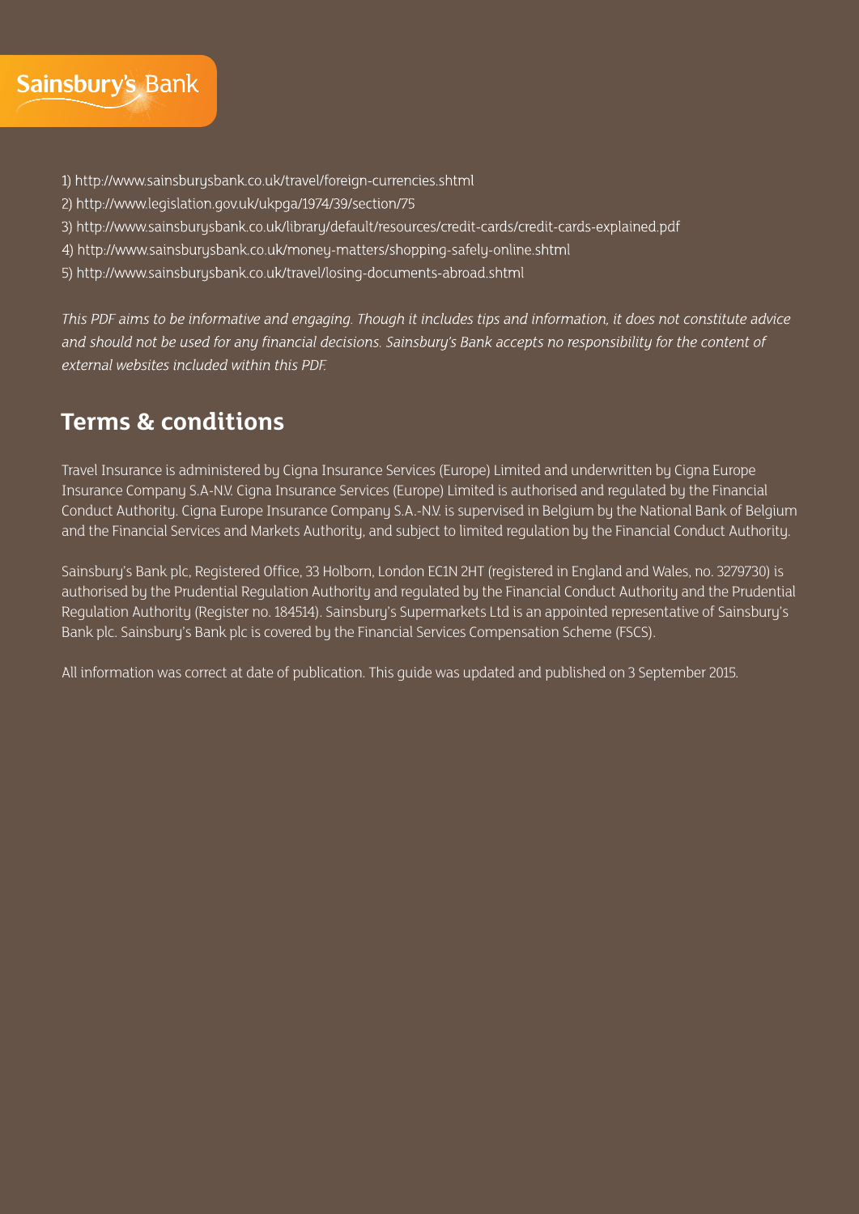Sainsbury's Bank

1) http://www.sainsburysbank.co.uk/travel/foreign-currencies.shtml
2) http://www.legislation.gov.uk/ukpga/1974/39/section/75
3) http://www.sainsburysbank.co.uk/library/default/resources/credit-cards/credit-cards-explained.pdf
4) http://www.sainsburysbank.co.uk/money-matters/shopping-safely-online.shtml
5) http://www.sainsburysbank.co.uk/travel/losing-documents-abroad.shtml

*This PDF aims to be informative and engaging. Though it includes tips and information, it does not constitute advice and should not be used for any financial decisions. Sainsbury's Bank accepts no responsibility for the content of external websites included within this PDF.*

## Terms & conditions

Travel Insurance is administered by Cigna Insurance Services (Europe) Limited and underwritten by Cigna Europe Insurance Company S.A-N.V. Cigna Insurance Services (Europe) Limited is authorised and regulated by the Financial Conduct Authority. Cigna Europe Insurance Company S.A.-N.V. is supervised in Belgium by the National Bank of Belgium and the Financial Services and Markets Authority, and subject to limited regulation by the Financial Conduct Authority.

Sainsbury's Bank plc, Registered Office, 33 Holborn, London EC1N 2HT (registered in England and Wales, no. 3279730) is authorised by the Prudential Regulation Authority and regulated by the Financial Conduct Authority and the Prudential Regulation Authority (Register no. 184514). Sainsbury's Supermarkets Ltd is an appointed representative of Sainsbury's Bank plc. Sainsbury's Bank plc is covered by the Financial Services Compensation Scheme (FSCS).

All information was correct at date of publication. This guide was updated and published on 3 September 2015.